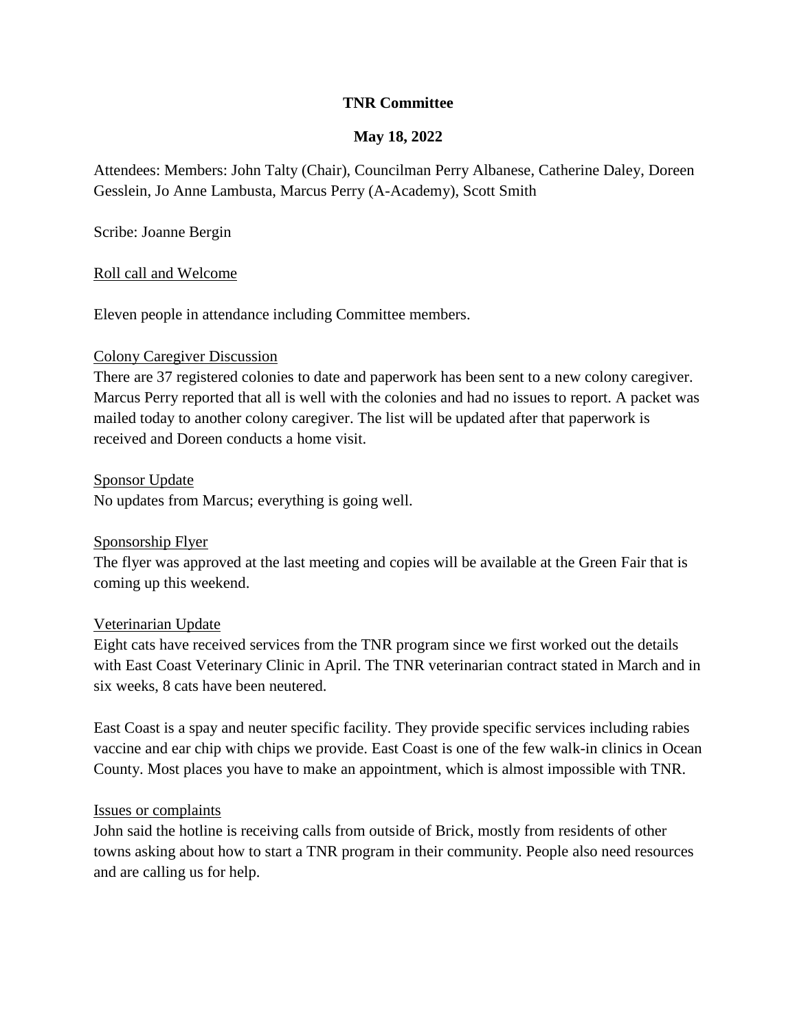**TNR Committee**

**May 18, 2022**

Attendees: Members: John Talty (Chair), Councilman Perry Albanese, Catherine Daley, Doreen Gesslein, Jo Anne Lambusta, Marcus Perry (A-Academy), Scott Smith

Scribe: Joanne Bergin

Roll call and Welcome

Eleven people in attendance including Committee members.

Colony Caregiver Discussion

There are 37 registered colonies to date and paperwork has been sent to a new colony caregiver. Marcus Perry reported that all is well with the colonies and had no issues to report. A packet was mailed today to another colony caregiver. The list will be updated after that paperwork is received and Doreen conducts a home visit.

Sponsor Update

No updates from Marcus; everything is going well.

Sponsorship Flyer

The flyer was approved at the last meeting and copies will be available at the Green Fair that is coming up this weekend.

Veterinarian Update

Eight cats have received services from the TNR program since we first worked out the details with East Coast Veterinary Clinic in April. The TNR veterinarian contract stated in March and in six weeks, 8 cats have been neutered.

East Coast is a spay and neuter specific facility. They provide specific services including rabies vaccine and ear chip with chips we provide. East Coast is one of the few walk-in clinics in Ocean County. Most places you have to make an appointment, which is almost impossible with TNR.

Issues or complaints

John said the hotline is receiving calls from outside of Brick, mostly from residents of other towns asking about how to start a TNR program in their community. People also need resources and are calling us for help.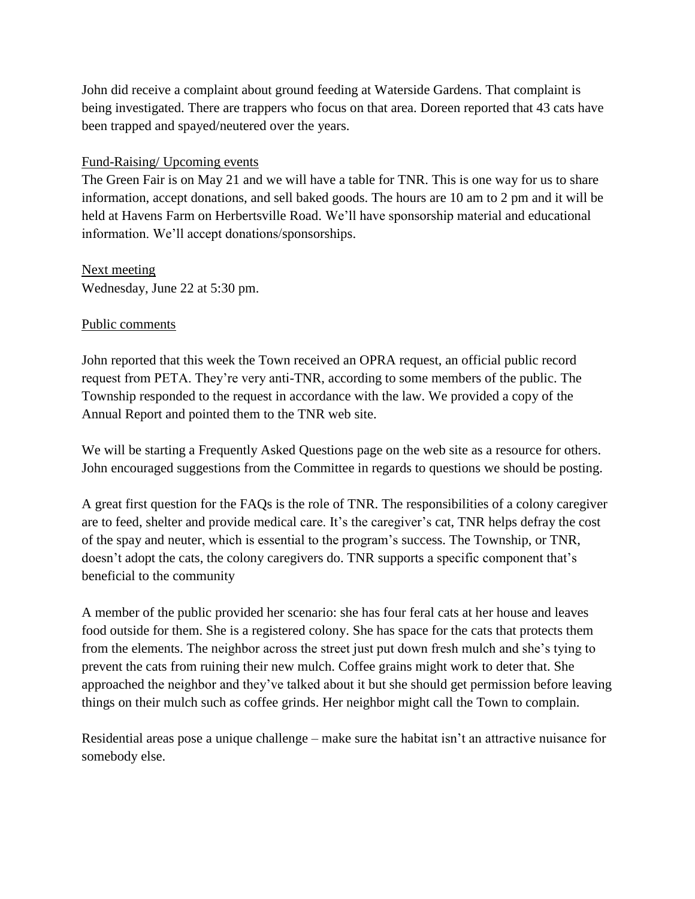John did receive a complaint about ground feeding at Waterside Gardens. That complaint is being investigated. There are trappers who focus on that area. Doreen reported that 43 cats have been trapped and spayed/neutered over the years.

<u>Fund-Raising/ Upcoming events</u>

The Green Fair is on May 21 and we will have a table for TNR. This is one way for us to share information, accept donations, and sell baked goods. The hours are 10 am to 2 pm and it will be held at Havens Farm on Herbertsville Road. We'll have sponsorship material and educational information. We'll accept donations/sponsorships.

<u>Next meeting</u>

Wednesday, June 22 at 5:30 pm.

<u>Public comments</u>

John reported that this week the Town received an OPRA request, an official public record request from PETA. They're very anti-TNR, according to some members of the public. The Township responded to the request in accordance with the law. We provided a copy of the Annual Report and pointed them to the TNR web site.

We will be starting a Frequently Asked Questions page on the web site as a resource for others. John encouraged suggestions from the Committee in regards to questions we should be posting.

A great first question for the FAQs is the role of TNR. The responsibilities of a colony caregiver are to feed, shelter and provide medical care. It's the caregiver's cat, TNR helps defray the cost of the spay and neuter, which is essential to the program's success. The Township, or TNR, doesn't adopt the cats, the colony caregivers do. TNR supports a specific component that's beneficial to the community

A member of the public provided her scenario: she has four feral cats at her house and leaves food outside for them. She is a registered colony. She has space for the cats that protects them from the elements. The neighbor across the street just put down fresh mulch and she's tying to prevent the cats from ruining their new mulch. Coffee grains might work to deter that. She approached the neighbor and they've talked about it but she should get permission before leaving things on their mulch such as coffee grinds. Her neighbor might call the Town to complain.

Residential areas pose a unique challenge – make sure the habitat isn't an attractive nuisance for somebody else.